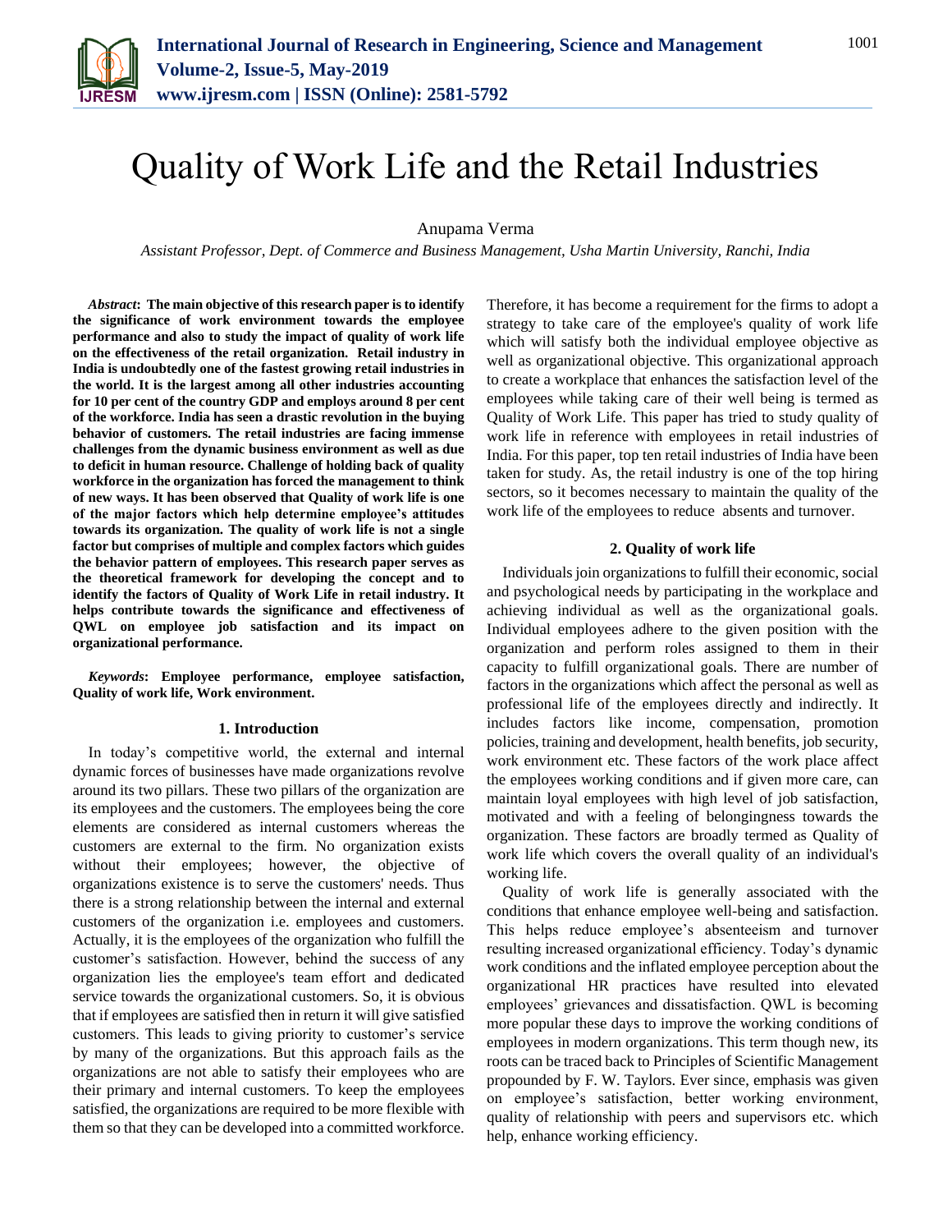# Quality of Work Life and the Retail Industries

Anupama Verma

*Assistant Professor, Dept. of Commerce and Business Management, Usha Martin University, Ranchi, India*

***Abstract*: The main objective of this research paper is to identify the significance of work environment towards the employee performance and also to study the impact of quality of work life on the effectiveness of the retail organization. Retail industry in India is undoubtedly one of the fastest growing retail industries in the world. It is the largest among all other industries accounting for 10 per cent of the country GDP and employs around 8 per cent of the workforce. India has seen a drastic revolution in the buying behavior of customers. The retail industries are facing immense challenges from the dynamic business environment as well as due to deficit in human resource. Challenge of holding back of quality workforce in the organization has forced the management to think of new ways. It has been observed that Quality of work life is one of the major factors which help determine employee's attitudes towards its organization. The quality of work life is not a single factor but comprises of multiple and complex factors which guides the behavior pattern of employees. This research paper serves as the theoretical framework for developing the concept and to identify the factors of Quality of Work Life in retail industry. It helps contribute towards the significance and effectiveness of QWL on employee job satisfaction and its impact on organizational performance.**

***Keywords*: Employee performance, employee satisfaction, Quality of work life, Work environment.**

## 1. Introduction

In today's competitive world, the external and internal dynamic forces of businesses have made organizations revolve around its two pillars. These two pillars of the organization are its employees and the customers. The employees being the core elements are considered as internal customers whereas the customers are external to the firm. No organization exists without their employees; however, the objective of organizations existence is to serve the customers' needs. Thus there is a strong relationship between the internal and external customers of the organization i.e. employees and customers. Actually, it is the employees of the organization who fulfill the customer's satisfaction. However, behind the success of any organization lies the employee's team effort and dedicated service towards the organizational customers. So, it is obvious that if employees are satisfied then in return it will give satisfied customers. This leads to giving priority to customer's service by many of the organizations. But this approach fails as the organizations are not able to satisfy their employees who are their primary and internal customers. To keep the employees satisfied, the organizations are required to be more flexible with them so that they can be developed into a committed workforce. Therefore, it has become a requirement for the firms to adopt a strategy to take care of the employee's quality of work life which will satisfy both the individual employee objective as well as organizational objective. This organizational approach to create a workplace that enhances the satisfaction level of the employees while taking care of their well being is termed as Quality of Work Life. This paper has tried to study quality of work life in reference with employees in retail industries of India. For this paper, top ten retail industries of India have been taken for study. As, the retail industry is one of the top hiring sectors, so it becomes necessary to maintain the quality of the work life of the employees to reduce absents and turnover.

## 2. Quality of work life

Individuals join organizations to fulfill their economic, social and psychological needs by participating in the workplace and achieving individual as well as the organizational goals. Individual employees adhere to the given position with the organization and perform roles assigned to them in their capacity to fulfill organizational goals. There are number of factors in the organizations which affect the personal as well as professional life of the employees directly and indirectly. It includes factors like income, compensation, promotion policies, training and development, health benefits, job security, work environment etc. These factors of the work place affect the employees working conditions and if given more care, can maintain loyal employees with high level of job satisfaction, motivated and with a feeling of belongingness towards the organization. These factors are broadly termed as Quality of work life which covers the overall quality of an individual's working life.

Quality of work life is generally associated with the conditions that enhance employee well-being and satisfaction. This helps reduce employee's absenteeism and turnover resulting increased organizational efficiency. Today's dynamic work conditions and the inflated employee perception about the organizational HR practices have resulted into elevated employees' grievances and dissatisfaction. QWL is becoming more popular these days to improve the working conditions of employees in modern organizations. This term though new, its roots can be traced back to Principles of Scientific Management propounded by F. W. Taylors. Ever since, emphasis was given on employee's satisfaction, better working environment, quality of relationship with peers and supervisors etc. which help, enhance working efficiency.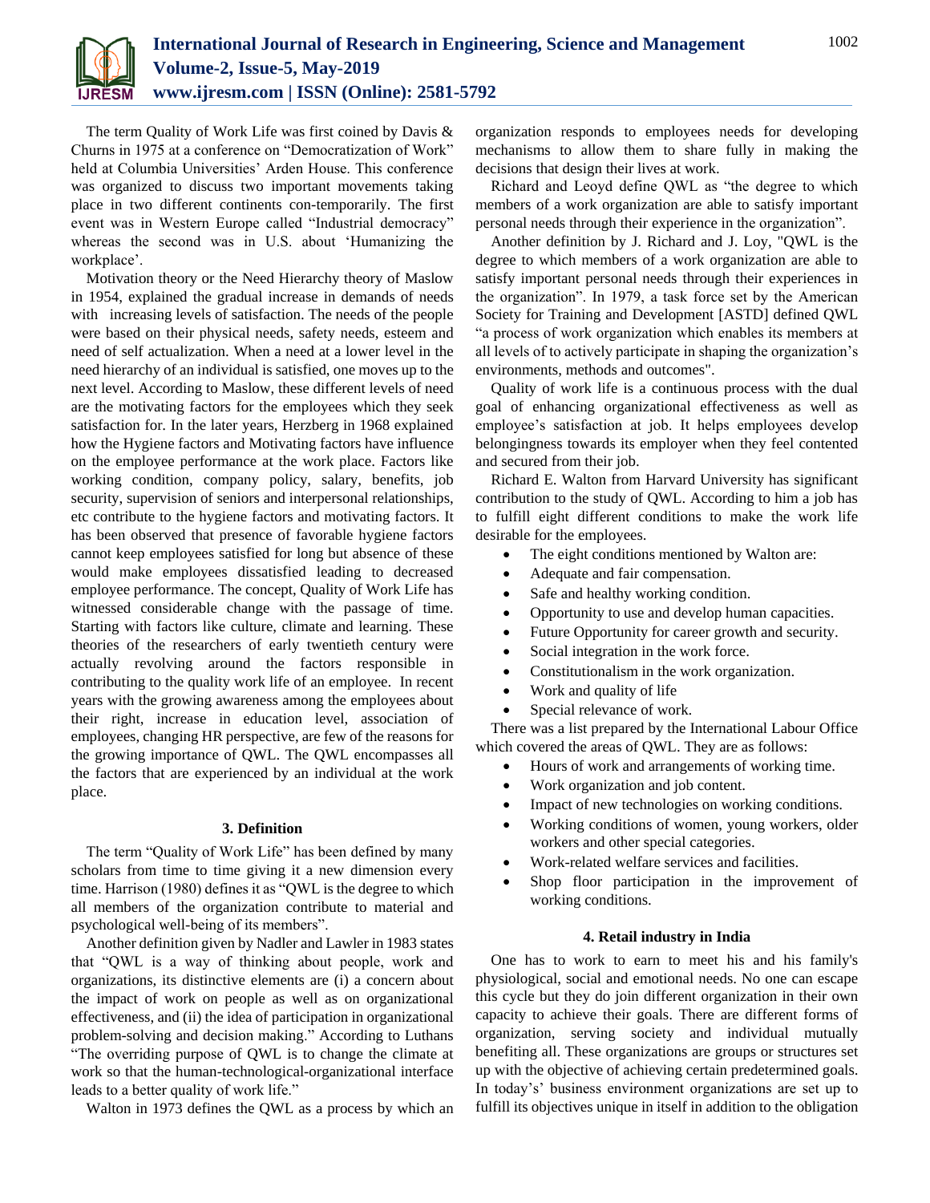The term Quality of Work Life was first coined by Davis & Churns in 1975 at a conference on "Democratization of Work" held at Columbia Universities' Arden House. This conference was organized to discuss two important movements taking place in two different continents con-temporarily. The first event was in Western Europe called "Industrial democracy" whereas the second was in U.S. about 'Humanizing the workplace'.

Motivation theory or the Need Hierarchy theory of Maslow in 1954, explained the gradual increase in demands of needs with increasing levels of satisfaction. The needs of the people were based on their physical needs, safety needs, esteem and need of self actualization. When a need at a lower level in the need hierarchy of an individual is satisfied, one moves up to the next level. According to Maslow, these different levels of need are the motivating factors for the employees which they seek satisfaction for. In the later years, Herzberg in 1968 explained how the Hygiene factors and Motivating factors have influence on the employee performance at the work place. Factors like working condition, company policy, salary, benefits, job security, supervision of seniors and interpersonal relationships, etc contribute to the hygiene factors and motivating factors. It has been observed that presence of favorable hygiene factors cannot keep employees satisfied for long but absence of these would make employees dissatisfied leading to decreased employee performance. The concept, Quality of Work Life has witnessed considerable change with the passage of time. Starting with factors like culture, climate and learning. These theories of the researchers of early twentieth century were actually revolving around the factors responsible in contributing to the quality work life of an employee. In recent years with the growing awareness among the employees about their right, increase in education level, association of employees, changing HR perspective, are few of the reasons for the growing importance of QWL. The QWL encompasses all the factors that are experienced by an individual at the work place.

### 3. Definition

The term "Quality of Work Life" has been defined by many scholars from time to time giving it a new dimension every time. Harrison (1980) defines it as "QWL is the degree to which all members of the organization contribute to material and psychological well-being of its members".

Another definition given by Nadler and Lawler in 1983 states that "QWL is a way of thinking about people, work and organizations, its distinctive elements are (i) a concern about the impact of work on people as well as on organizational effectiveness, and (ii) the idea of participation in organizational problem-solving and decision making." According to Luthans "The overriding purpose of QWL is to change the climate at work so that the human-technological-organizational interface leads to a better quality of work life."

Walton in 1973 defines the QWL as a process by which an organization responds to employees needs for developing mechanisms to allow them to share fully in making the decisions that design their lives at work.

Richard and Leoyd define QWL as "the degree to which members of a work organization are able to satisfy important personal needs through their experience in the organization".

Another definition by J. Richard and J. Loy, "QWL is the degree to which members of a work organization are able to satisfy important personal needs through their experiences in the organization". In 1979, a task force set by the American Society for Training and Development [ASTD] defined QWL "a process of work organization which enables its members at all levels of to actively participate in shaping the organization's environments, methods and outcomes".

Quality of work life is a continuous process with the dual goal of enhancing organizational effectiveness as well as employee's satisfaction at job. It helps employees develop belongingness towards its employer when they feel contented and secured from their job.

Richard E. Walton from Harvard University has significant contribution to the study of QWL. According to him a job has to fulfill eight different conditions to make the work life desirable for the employees.

- The eight conditions mentioned by Walton are:
- Adequate and fair compensation.
- Safe and healthy working condition.
- Opportunity to use and develop human capacities.
- Future Opportunity for career growth and security.
- Social integration in the work force.
- Constitutionalism in the work organization.
- Work and quality of life
- Special relevance of work.

There was a list prepared by the International Labour Office which covered the areas of QWL. They are as follows:

- Hours of work and arrangements of working time.
- Work organization and job content.
- Impact of new technologies on working conditions.
- Working conditions of women, young workers, older workers and other special categories.
- Work-related welfare services and facilities.
- Shop floor participation in the improvement of working conditions.

### 4. Retail industry in India

One has to work to earn to meet his and his family's physiological, social and emotional needs. No one can escape this cycle but they do join different organization in their own capacity to achieve their goals. There are different forms of organization, serving society and individual mutually benefiting all. These organizations are groups or structures set up with the objective of achieving certain predetermined goals. In today's' business environment organizations are set up to fulfill its objectives unique in itself in addition to the obligation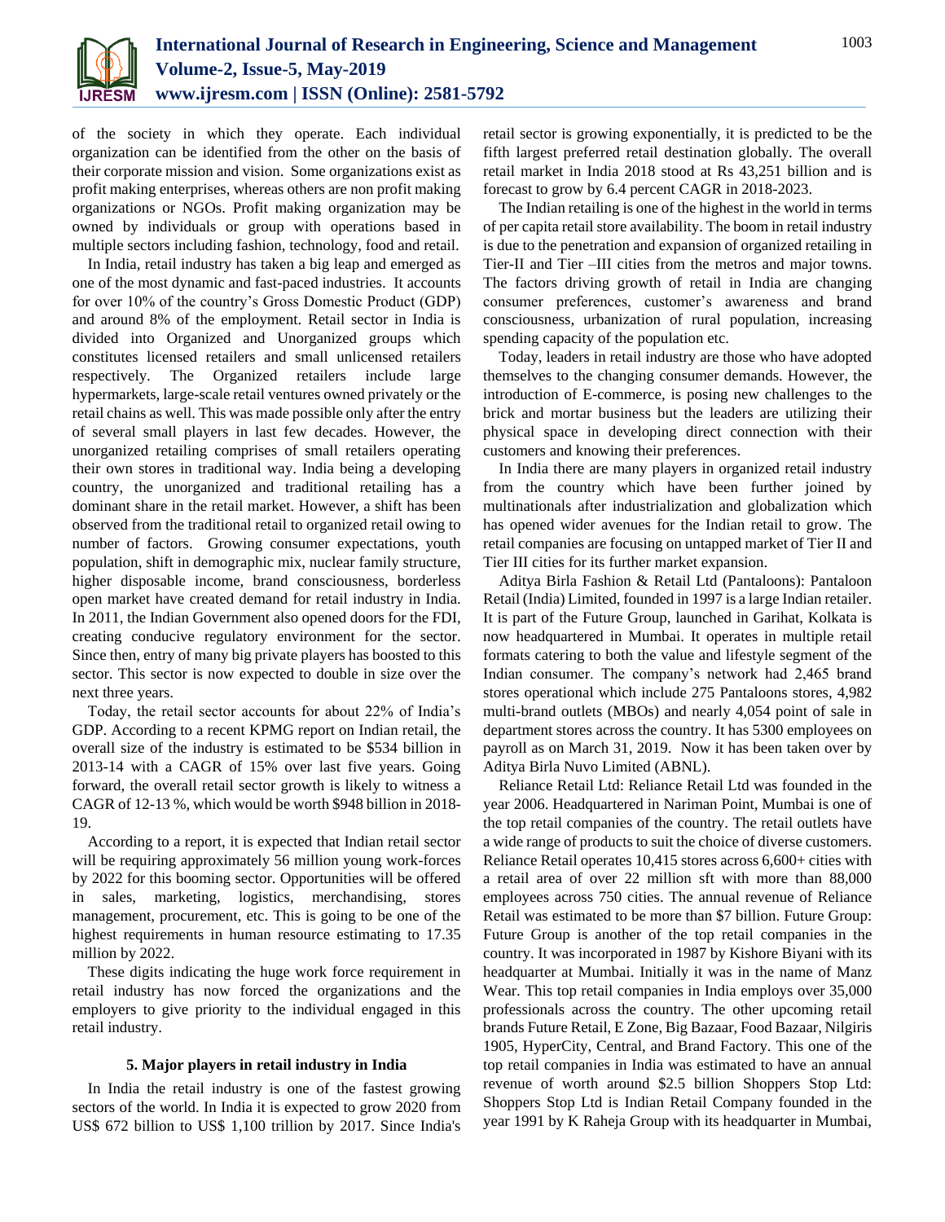of the society in which they operate. Each individual organization can be identified from the other on the basis of their corporate mission and vision. Some organizations exist as profit making enterprises, whereas others are non profit making organizations or NGOs. Profit making organization may be owned by individuals or group with operations based in multiple sectors including fashion, technology, food and retail.

In India, retail industry has taken a big leap and emerged as one of the most dynamic and fast-paced industries. It accounts for over 10% of the country's Gross Domestic Product (GDP) and around 8% of the employment. Retail sector in India is divided into Organized and Unorganized groups which constitutes licensed retailers and small unlicensed retailers respectively. The Organized retailers include large hypermarkets, large-scale retail ventures owned privately or the retail chains as well. This was made possible only after the entry of several small players in last few decades. However, the unorganized retailing comprises of small retailers operating their own stores in traditional way. India being a developing country, the unorganized and traditional retailing has a dominant share in the retail market. However, a shift has been observed from the traditional retail to organized retail owing to number of factors. Growing consumer expectations, youth population, shift in demographic mix, nuclear family structure, higher disposable income, brand consciousness, borderless open market have created demand for retail industry in India. In 2011, the Indian Government also opened doors for the FDI, creating conducive regulatory environment for the sector. Since then, entry of many big private players has boosted to this sector. This sector is now expected to double in size over the next three years.

Today, the retail sector accounts for about 22% of India's GDP. According to a recent KPMG report on Indian retail, the overall size of the industry is estimated to be $534 billion in 2013-14 with a CAGR of 15% over last five years. Going forward, the overall retail sector growth is likely to witness a CAGR of 12-13 %, which would be worth $948 billion in 2018-19.

According to a report, it is expected that Indian retail sector will be requiring approximately 56 million young work-forces by 2022 for this booming sector. Opportunities will be offered in sales, marketing, logistics, merchandising, stores management, procurement, etc. This is going to be one of the highest requirements in human resource estimating to 17.35 million by 2022.

These digits indicating the huge work force requirement in retail industry has now forced the organizations and the employers to give priority to the individual engaged in this retail industry.

## 5. Major players in retail industry in India

In India the retail industry is one of the fastest growing sectors of the world. In India it is expected to grow 2020 from US$ 672 billion to US$ 1,100 trillion by 2017. Since India's retail sector is growing exponentially, it is predicted to be the fifth largest preferred retail destination globally. The overall retail market in India 2018 stood at Rs 43,251 billion and is forecast to grow by 6.4 percent CAGR in 2018-2023.

The Indian retailing is one of the highest in the world in terms of per capita retail store availability. The boom in retail industry is due to the penetration and expansion of organized retailing in Tier-II and Tier –III cities from the metros and major towns. The factors driving growth of retail in India are changing consumer preferences, customer's awareness and brand consciousness, urbanization of rural population, increasing spending capacity of the population etc.

Today, leaders in retail industry are those who have adopted themselves to the changing consumer demands. However, the introduction of E-commerce, is posing new challenges to the brick and mortar business but the leaders are utilizing their physical space in developing direct connection with their customers and knowing their preferences.

In India there are many players in organized retail industry from the country which have been further joined by multinationals after industrialization and globalization which has opened wider avenues for the Indian retail to grow. The retail companies are focusing on untapped market of Tier II and Tier III cities for its further market expansion.

Aditya Birla Fashion & Retail Ltd (Pantaloons): Pantaloon Retail (India) Limited, founded in 1997 is a large Indian retailer. It is part of the Future Group, launched in Garihat, Kolkata is now headquartered in Mumbai. It operates in multiple retail formats catering to both the value and lifestyle segment of the Indian consumer. The company's network had 2,465 brand stores operational which include 275 Pantaloons stores, 4,982 multi-brand outlets (MBOs) and nearly 4,054 point of sale in department stores across the country. It has 5300 employees on payroll as on March 31, 2019. Now it has been taken over by Aditya Birla Nuvo Limited (ABNL).

Reliance Retail Ltd: Reliance Retail Ltd was founded in the year 2006. Headquartered in Nariman Point, Mumbai is one of the top retail companies of the country. The retail outlets have a wide range of products to suit the choice of diverse customers. Reliance Retail operates 10,415 stores across 6,600+ cities with a retail area of over 22 million sft with more than 88,000 employees across 750 cities. The annual revenue of Reliance Retail was estimated to be more than $7 billion. Future Group: Future Group is another of the top retail companies in the country. It was incorporated in 1987 by Kishore Biyani with its headquarter at Mumbai. Initially it was in the name of Manz Wear. This top retail companies in India employs over 35,000 professionals across the country. The other upcoming retail brands Future Retail, E Zone, Big Bazaar, Food Bazaar, Nilgiris 1905, HyperCity, Central, and Brand Factory. This one of the top retail companies in India was estimated to have an annual revenue of worth around $2.5 billion Shoppers Stop Ltd: Shoppers Stop Ltd is Indian Retail Company founded in the year 1991 by K Raheja Group with its headquarter in Mumbai,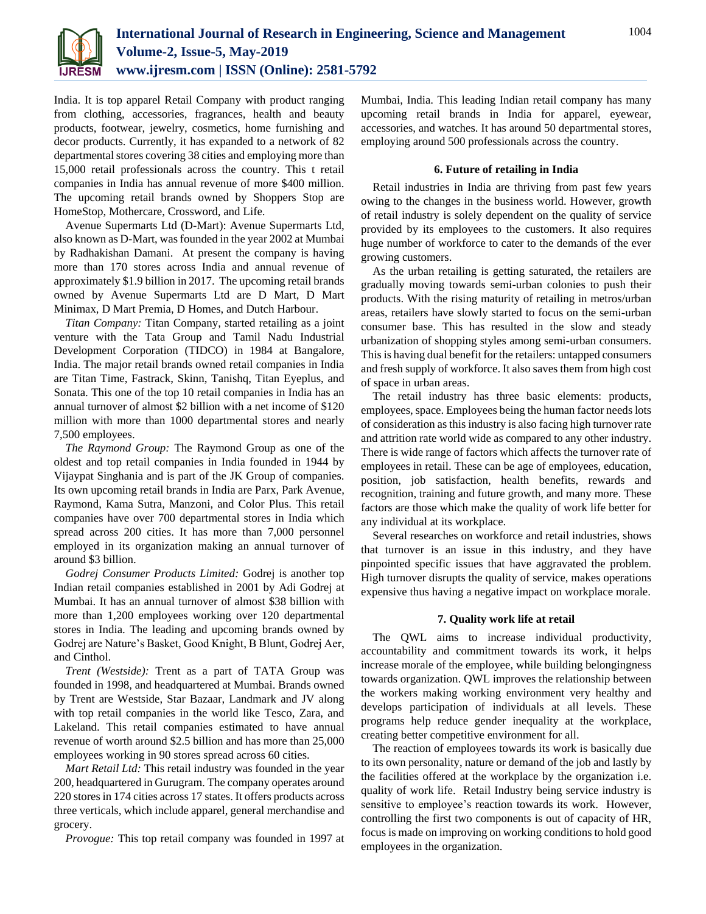India. It is top apparel Retail Company with product ranging from clothing, accessories, fragrances, health and beauty products, footwear, jewelry, cosmetics, home furnishing and decor products. Currently, it has expanded to a network of 82 departmental stores covering 38 cities and employing more than 15,000 retail professionals across the country. This t retail companies in India has annual revenue of more $400 million. The upcoming retail brands owned by Shoppers Stop are HomeStop, Mothercare, Crossword, and Life.

Avenue Supermarts Ltd (D-Mart): Avenue Supermarts Ltd, also known as D-Mart, was founded in the year 2002 at Mumbai by Radhakishan Damani. At present the company is having more than 170 stores across India and annual revenue of approximately $1.9 billion in 2017. The upcoming retail brands owned by Avenue Supermarts Ltd are D Mart, D Mart Minimax, D Mart Premia, D Homes, and Dutch Harbour.

*Titan Company:* Titan Company, started retailing as a joint venture with the Tata Group and Tamil Nadu Industrial Development Corporation (TIDCO) in 1984 at Bangalore, India. The major retail brands owned retail companies in India are Titan Time, Fastrack, Skinn, Tanishq, Titan Eyeplus, and Sonata. This one of the top 10 retail companies in India has an annual turnover of almost $2 billion with a net income of $120 million with more than 1000 departmental stores and nearly 7,500 employees.

*The Raymond Group:* The Raymond Group as one of the oldest and top retail companies in India founded in 1944 by Vijaypat Singhania and is part of the JK Group of companies. Its own upcoming retail brands in India are Parx, Park Avenue, Raymond, Kama Sutra, Manzoni, and Color Plus. This retail companies have over 700 departmental stores in India which spread across 200 cities. It has more than 7,000 personnel employed in its organization making an annual turnover of around $3 billion.

*Godrej Consumer Products Limited:* Godrej is another top Indian retail companies established in 2001 by Adi Godrej at Mumbai. It has an annual turnover of almost $38 billion with more than 1,200 employees working over 120 departmental stores in India. The leading and upcoming brands owned by Godrej are Nature's Basket, Good Knight, B Blunt, Godrej Aer, and Cinthol.

*Trent (Westside):* Trent as a part of TATA Group was founded in 1998, and headquartered at Mumbai. Brands owned by Trent are Westside, Star Bazaar, Landmark and JV along with top retail companies in the world like Tesco, Zara, and Lakeland. This retail companies estimated to have annual revenue of worth around $2.5 billion and has more than 25,000 employees working in 90 stores spread across 60 cities.

*Mart Retail Ltd:* This retail industry was founded in the year 200, headquartered in Gurugram. The company operates around 220 stores in 174 cities across 17 states. It offers products across three verticals, which include apparel, general merchandise and grocery.

*Provogue:* This top retail company was founded in 1997 at Mumbai, India. This leading Indian retail company has many upcoming retail brands in India for apparel, eyewear, accessories, and watches. It has around 50 departmental stores, employing around 500 professionals across the country.

### 6. Future of retailing in India

Retail industries in India are thriving from past few years owing to the changes in the business world. However, growth of retail industry is solely dependent on the quality of service provided by its employees to the customers. It also requires huge number of workforce to cater to the demands of the ever growing customers.

As the urban retailing is getting saturated, the retailers are gradually moving towards semi-urban colonies to push their products. With the rising maturity of retailing in metros/urban areas, retailers have slowly started to focus on the semi-urban consumer base. This has resulted in the slow and steady urbanization of shopping styles among semi-urban consumers. This is having dual benefit for the retailers: untapped consumers and fresh supply of workforce. It also saves them from high cost of space in urban areas.

The retail industry has three basic elements: products, employees, space. Employees being the human factor needs lots of consideration as this industry is also facing high turnover rate and attrition rate world wide as compared to any other industry. There is wide range of factors which affects the turnover rate of employees in retail. These can be age of employees, education, position, job satisfaction, health benefits, rewards and recognition, training and future growth, and many more. These factors are those which make the quality of work life better for any individual at its workplace.

Several researches on workforce and retail industries, shows that turnover is an issue in this industry, and they have pinpointed specific issues that have aggravated the problem. High turnover disrupts the quality of service, makes operations expensive thus having a negative impact on workplace morale.

### 7. Quality work life at retail

The QWL aims to increase individual productivity, accountability and commitment towards its work, it helps increase morale of the employee, while building belongingness towards organization. QWL improves the relationship between the workers making working environment very healthy and develops participation of individuals at all levels. These programs help reduce gender inequality at the workplace, creating better competitive environment for all.

The reaction of employees towards its work is basically due to its own personality, nature or demand of the job and lastly by the facilities offered at the workplace by the organization i.e. quality of work life. Retail Industry being service industry is sensitive to employee's reaction towards its work. However, controlling the first two components is out of capacity of HR, focus is made on improving on working conditions to hold good employees in the organization.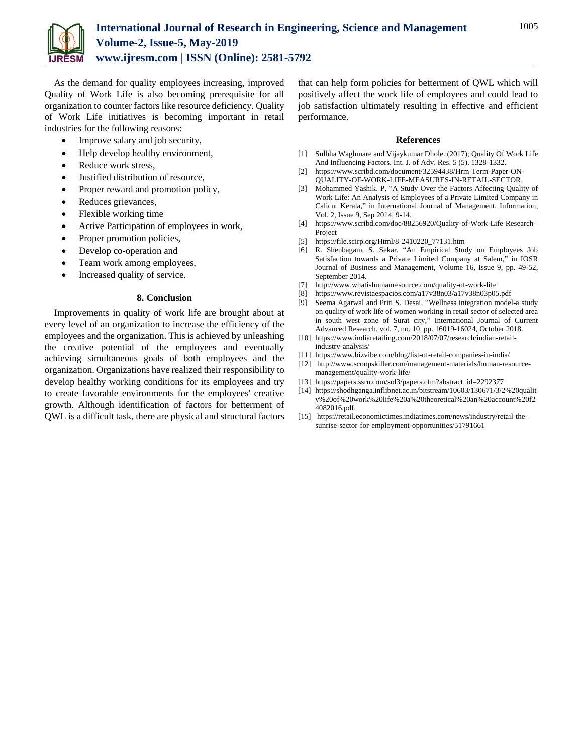As the demand for quality employees increasing, improved Quality of Work Life is also becoming prerequisite for all organization to counter factors like resource deficiency. Quality of Work Life initiatives is becoming important in retail industries for the following reasons:

- Improve salary and job security,
- Help develop healthy environment,
- Reduce work stress,
- Justified distribution of resource,
- Proper reward and promotion policy,
- Reduces grievances,
- Flexible working time
- Active Participation of employees in work,
- Proper promotion policies,
- Develop co-operation and
- Team work among employees,
- Increased quality of service.

## 8. Conclusion

Improvements in quality of work life are brought about at every level of an organization to increase the efficiency of the employees and the organization. This is achieved by unleashing the creative potential of the employees and eventually achieving simultaneous goals of both employees and the organization. Organizations have realized their responsibility to develop healthy working conditions for its employees and try to create favorable environments for the employees' creative growth. Although identification of factors for betterment of QWL is a difficult task, there are physical and structural factors that can help form policies for betterment of QWL which will positively affect the work life of employees and could lead to job satisfaction ultimately resulting in effective and efficient performance.

## References

[1] Sulbha Waghmare and Vijaykumar Dhole. (2017); Quality Of Work Life And Influencing Factors. Int. J. of Adv. Res. 5 (5). 1328-1332.

[2] https://www.scribd.com/document/32594438/Hrm-Term-Paper-ON-QUALITY-OF-WORK-LIFE-MEASURES-IN-RETAIL-SECTOR.

[3] Mohammed Yashik. P, "A Study Over the Factors Affecting Quality of Work Life: An Analysis of Employees of a Private Limited Company in Calicut Kerala," in International Journal of Management, Information, Vol. 2, Issue 9, Sep 2014, 9-14.

[4] https://www.scribd.com/doc/88256920/Quality-of-Work-Life-Research-Project

[5] https://file.scirp.org/Html/8-2410220_77131.htm

[6] R. Shenbagam, S. Sekar, "An Empirical Study on Employees Job Satisfaction towards a Private Limited Company at Salem," in IOSR Journal of Business and Management, Volume 16, Issue 9, pp. 49-52, September 2014.

[7] http://www.whatishumanresource.com/quality-of-work-life

[8] https://www.revistaespacios.com/a17v38n03/a17v38n03p05.pdf

[9] Seema Agarwal and Priti S. Desai, "Wellness integration model-a study on quality of work life of women working in retail sector of selected area in south west zone of Surat city," International Journal of Current Advanced Research, vol. 7, no. 10, pp. 16019-16024, October 2018.

[10] https://www.indiaretailing.com/2018/07/07/research/indian-retail-industry-analysis/

[11] https://www.bizvibe.com/blog/list-of-retail-companies-in-india/

[12] http://www.scoopskiller.com/management-materials/human-resource-management/quality-work-life/

[13] https://papers.ssrn.com/sol3/papers.cfm?abstract_id=2292377

[14] https://shodhganga.inflibnet.ac.in/bitstream/10603/130671/3/2%20quality%20of%20work%20life%20a%20theoretical%20an%20account%20f24082016.pdf.

[15] https://retail.economictimes.indiatimes.com/news/industry/retail-the-sunrise-sector-for-employment-opportunities/51791661